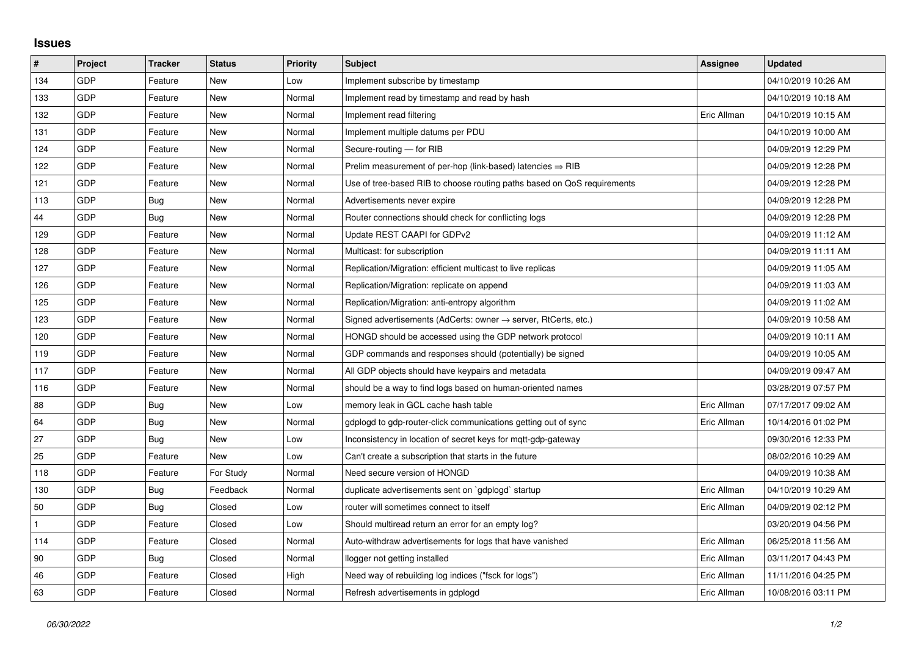## Issues

| # | Project | Tracker | Status | Priority | Subject | Assignee | Updated |
|---|---|---|---|---|---|---|---|
| 134 | GDP | Feature | New | Low | Implement subscribe by timestamp | | 04/10/2019 10:26 AM |
| 133 | GDP | Feature | New | Normal | Implement read by timestamp and read by hash | | 04/10/2019 10:18 AM |
| 132 | GDP | Feature | New | Normal | Implement read filtering | Eric Allman | 04/10/2019 10:15 AM |
| 131 | GDP | Feature | New | Normal | Implement multiple datums per PDU | | 04/10/2019 10:00 AM |
| 124 | GDP | Feature | New | Normal | Secure-routing — for RIB | | 04/09/2019 12:29 PM |
| 122 | GDP | Feature | New | Normal | Prelim measurement of per-hop (link-based) latencies ⇒ RIB | | 04/09/2019 12:28 PM |
| 121 | GDP | Feature | New | Normal | Use of tree-based RIB to choose routing paths based on QoS requirements | | 04/09/2019 12:28 PM |
| 113 | GDP | Bug | New | Normal | Advertisements never expire | | 04/09/2019 12:28 PM |
| 44 | GDP | Bug | New | Normal | Router connections should check for conflicting logs | | 04/09/2019 12:28 PM |
| 129 | GDP | Feature | New | Normal | Update REST CAAPI for GDPv2 | | 04/09/2019 11:12 AM |
| 128 | GDP | Feature | New | Normal | Multicast: for subscription | | 04/09/2019 11:11 AM |
| 127 | GDP | Feature | New | Normal | Replication/Migration: efficient multicast to live replicas | | 04/09/2019 11:05 AM |
| 126 | GDP | Feature | New | Normal | Replication/Migration: replicate on append | | 04/09/2019 11:03 AM |
| 125 | GDP | Feature | New | Normal | Replication/Migration: anti-entropy algorithm | | 04/09/2019 11:02 AM |
| 123 | GDP | Feature | New | Normal | Signed advertisements (AdCerts: owner → server, RtCerts, etc.) | | 04/09/2019 10:58 AM |
| 120 | GDP | Feature | New | Normal | HONGD should be accessed using the GDP network protocol | | 04/09/2019 10:11 AM |
| 119 | GDP | Feature | New | Normal | GDP commands and responses should (potentially) be signed | | 04/09/2019 10:05 AM |
| 117 | GDP | Feature | New | Normal | All GDP objects should have keypairs and metadata | | 04/09/2019 09:47 AM |
| 116 | GDP | Feature | New | Normal | should be a way to find logs based on human-oriented names | | 03/28/2019 07:57 PM |
| 88 | GDP | Bug | New | Low | memory leak in GCL cache hash table | Eric Allman | 07/17/2017 09:02 AM |
| 64 | GDP | Bug | New | Normal | gdplogd to gdp-router-click communications getting out of sync | Eric Allman | 10/14/2016 01:02 PM |
| 27 | GDP | Bug | New | Low | Inconsistency in location of secret keys for mqtt-gdp-gateway | | 09/30/2016 12:33 PM |
| 25 | GDP | Feature | New | Low | Can't create a subscription that starts in the future | | 08/02/2016 10:29 AM |
| 118 | GDP | Feature | For Study | Normal | Need secure version of HONGD | | 04/09/2019 10:38 AM |
| 130 | GDP | Bug | Feedback | Normal | duplicate advertisements sent on `gdplogd` startup | Eric Allman | 04/10/2019 10:29 AM |
| 50 | GDP | Bug | Closed | Low | router will sometimes connect to itself | Eric Allman | 04/09/2019 02:12 PM |
| 1 | GDP | Feature | Closed | Low | Should multiread return an error for an empty log? | | 03/20/2019 04:56 PM |
| 114 | GDP | Feature | Closed | Normal | Auto-withdraw advertisements for logs that have vanished | Eric Allman | 06/25/2018 11:56 AM |
| 90 | GDP | Bug | Closed | Normal | llogger not getting installed | Eric Allman | 03/11/2017 04:43 PM |
| 46 | GDP | Feature | Closed | High | Need way of rebuilding log indices ("fsck for logs") | Eric Allman | 11/11/2016 04:25 PM |
| 63 | GDP | Feature | Closed | Normal | Refresh advertisements in gdplogd | Eric Allman | 10/08/2016 03:11 PM |

*06/30/2022*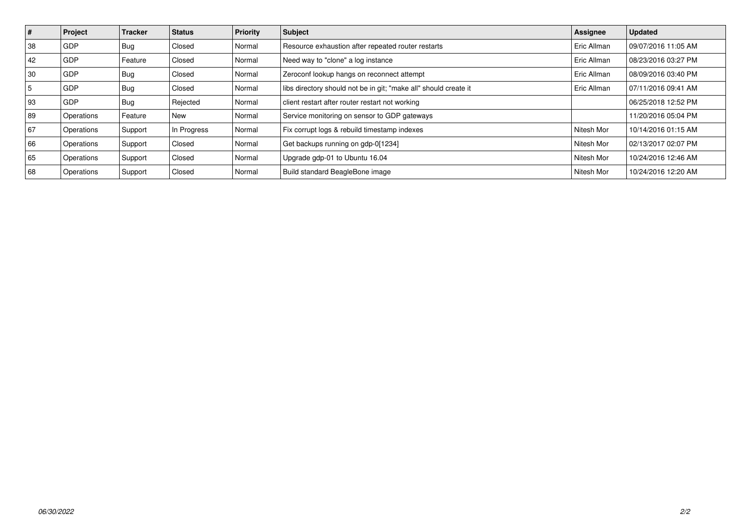| # | Project | Tracker | Status | Priority | Subject | Assignee | Updated |
| --- | --- | --- | --- | --- | --- | --- | --- |
| 38 | GDP | Bug | Closed | Normal | Resource exhaustion after repeated router restarts | Eric Allman | 09/07/2016 11:05 AM |
| 42 | GDP | Feature | Closed | Normal | Need way to "clone" a log instance | Eric Allman | 08/23/2016 03:27 PM |
| 30 | GDP | Bug | Closed | Normal | Zeroconf lookup hangs on reconnect attempt | Eric Allman | 08/09/2016 03:40 PM |
| 5 | GDP | Bug | Closed | Normal | libs directory should not be in git; "make all" should create it | Eric Allman | 07/11/2016 09:41 AM |
| 93 | GDP | Bug | Rejected | Normal | client restart after router restart not working | | 06/25/2018 12:52 PM |
| 89 | Operations | Feature | New | Normal | Service monitoring on sensor to GDP gateways | | 11/20/2016 05:04 PM |
| 67 | Operations | Support | In Progress | Normal | Fix corrupt logs & rebuild timestamp indexes | Nitesh Mor | 10/14/2016 01:15 AM |
| 66 | Operations | Support | Closed | Normal | Get backups running on gdp-0[1234] | Nitesh Mor | 02/13/2017 02:07 PM |
| 65 | Operations | Support | Closed | Normal | Upgrade gdp-01 to Ubuntu 16.04 | Nitesh Mor | 10/24/2016 12:46 AM |
| 68 | Operations | Support | Closed | Normal | Build standard BeagleBone image | Nitesh Mor | 10/24/2016 12:20 AM |